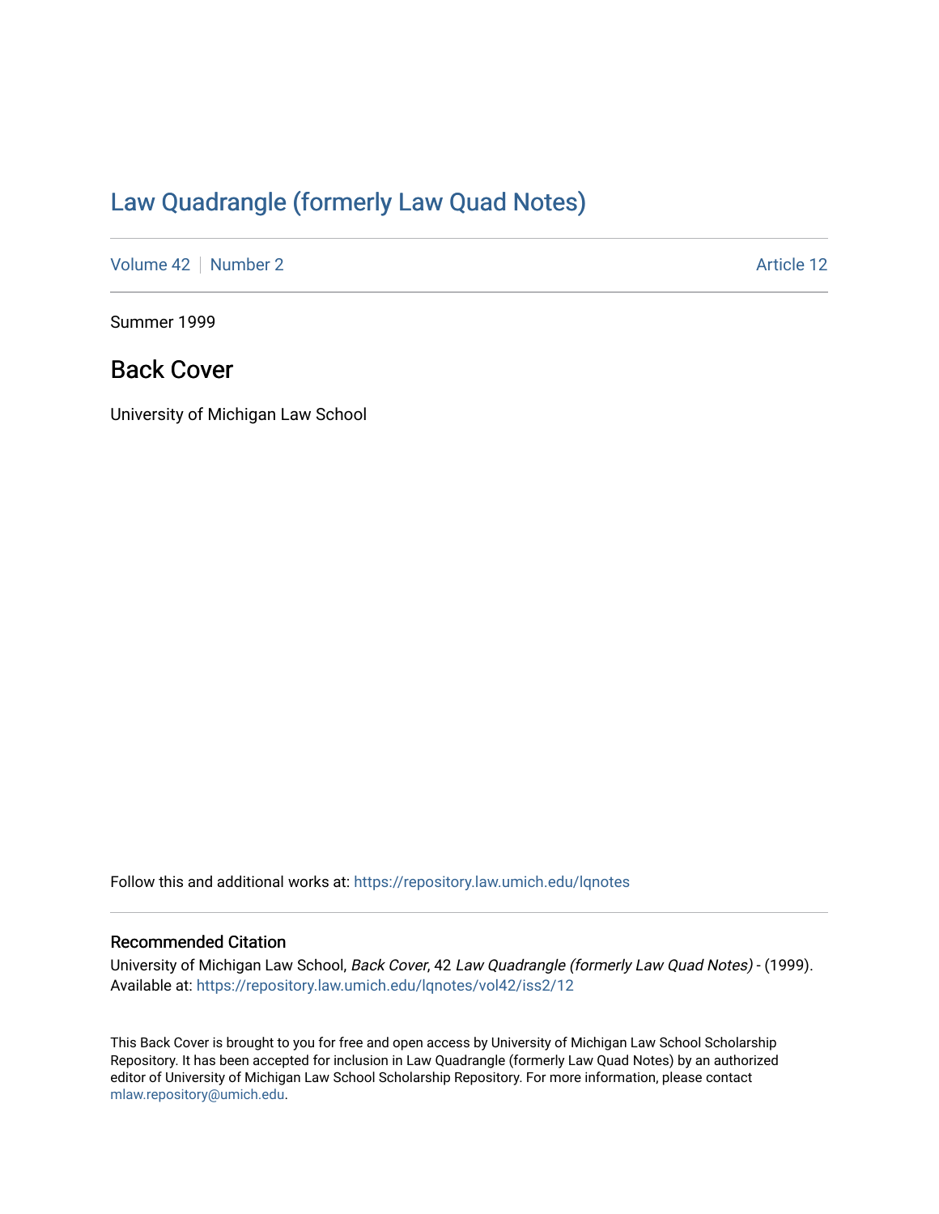# Law Quadrangle (formerly Law Quad Notes)

Volume 42 | Number 2 Article 12

Summer 1999

## Back Cover

University of Michigan Law School

Follow this and additional works at: https://repository.law.umich.edu/lqnotes

### Recommended Citation

University of Michigan Law School, *Back Cover*, 42 *Law Quadrangle (formerly Law Quad Notes)* - (1999). Available at: https://repository.law.umich.edu/lqnotes/vol42/iss2/12

This Back Cover is brought to you for free and open access by University of Michigan Law School Scholarship Repository. It has been accepted for inclusion in Law Quadrangle (formerly Law Quad Notes) by an authorized editor of University of Michigan Law School Scholarship Repository. For more information, please contact mlaw.repository@umich.edu.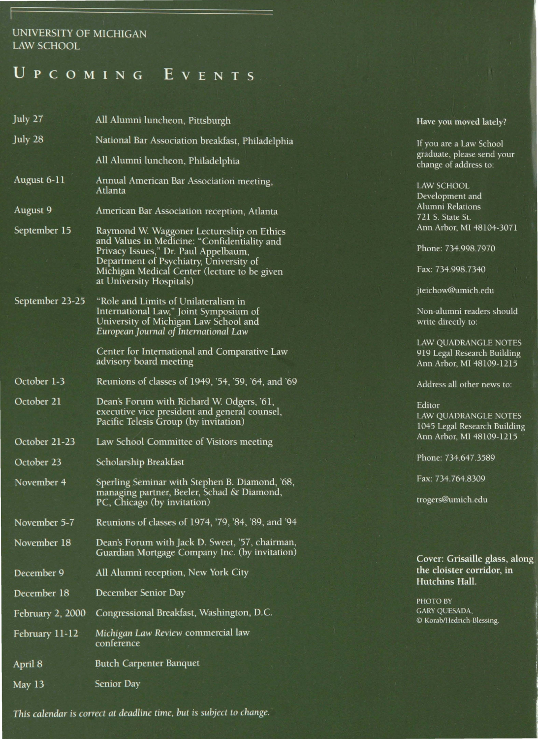UNIVERSITY OF MICHIGAN
LAW SCHOOL

# Upcoming Events

| | |
|---|---|
| July 27 | All Alumni luncheon, Pittsburgh |
| July 28 | National Bar Association breakfast, Philadelphia |
| | All Alumni luncheon, Philadelphia |
| August 6-11 | Annual American Bar Association meeting, Atlanta |
| August 9 | American Bar Association reception, Atlanta |
| September 15 | Raymond W. Waggoner Lectureship on Ethics and Values in Medicine: "Confidentiality and Privacy Issues," Dr. Paul Appelbaum, Department of Psychiatry, University of Michigan Medical Center (lecture to be given at University Hospitals) |
| September 23-25 | "Role and Limits of Unilateralism in International Law," Joint Symposium of University of Michigan Law School and *European Journal of International Law* |
| | Center for International and Comparative Law advisory board meeting |
| October 1-3 | Reunions of classes of 1949, '54, '59, '64, and '69 |
| October 21 | Dean's Forum with Richard W. Odgers, '61, executive vice president and general counsel, Pacific Telesis Group (by invitation) |
| October 21-23 | Law School Committee of Visitors meeting |
| October 23 | Scholarship Breakfast |
| November 4 | Sperling Seminar with Stephen B. Diamond, '68, managing partner, Beeler, Schad & Diamond, PC, Chicago (by invitation) |
| November 5-7 | Reunions of classes of 1974, '79, '84, '89, and '94 |
| November 18 | Dean's Forum with Jack D. Sweet, '57, chairman, Guardian Mortgage Company Inc. (by invitation) |
| December 9 | All Alumni reception, New York City |
| December 18 | December Senior Day |
| February 2, 2000 | Congressional Breakfast, Washington, D.C. |
| February 11-12 | *Michigan Law Review* commercial law conference |
| April 8 | Butch Carpenter Banquet |
| May 13 | Senior Day |

*This calendar is correct at deadline time, but is subject to change.*

**Have you moved lately?**

If you are a Law School graduate, please send your change of address to:

LAW SCHOOL
Development and
Alumni Relations
721 S. State St.
Ann Arbor, MI 48104-3071

Phone: 734.998.7970

Fax: 734.998.7340

jteichow@umich.edu

Non-alumni readers should write directly to:

LAW QUADRANGLE NOTES
919 Legal Research Building
Ann Arbor, MI 48109-1215

Address all other news to:

Editor
LAW QUADRANGLE NOTES
1045 Legal Research Building
Ann Arbor, MI 48109-1215

Phone: 734.647.3589

Fax: 734.764.8309

trogers@umich.edu

**Cover: Grisaille glass, along the cloister corridor, in Hutchins Hall.**

PHOTO BY
GARY QUESADA,
© Korab/Hedrich-Blessing.